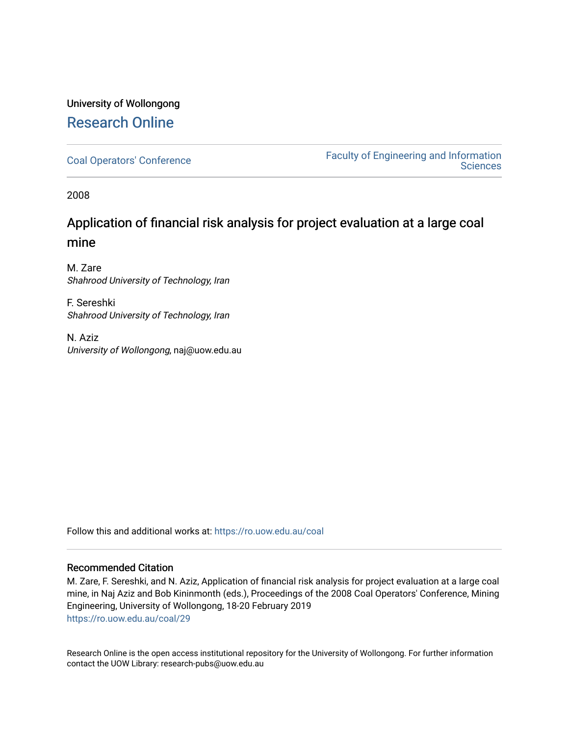University of Wollongong

# Research Online

Coal Operators' Conference

Faculty of Engineering and Information Sciences

2008

## Application of financial risk analysis for project evaluation at a large coal mine

M. Zare
*Shahrood University of Technology, Iran*

F. Sereshki
*Shahrood University of Technology, Iran*

N. Aziz
*University of Wollongong*, naj@uow.edu.au

Follow this and additional works at: https://ro.uow.edu.au/coal

### Recommended Citation

M. Zare, F. Sereshki, and N. Aziz, Application of financial risk analysis for project evaluation at a large coal mine, in Naj Aziz and Bob Kininmonth (eds.), Proceedings of the 2008 Coal Operators' Conference, Mining Engineering, University of Wollongong, 18-20 February 2019
https://ro.uow.edu.au/coal/29

Research Online is the open access institutional repository for the University of Wollongong. For further information contact the UOW Library: research-pubs@uow.edu.au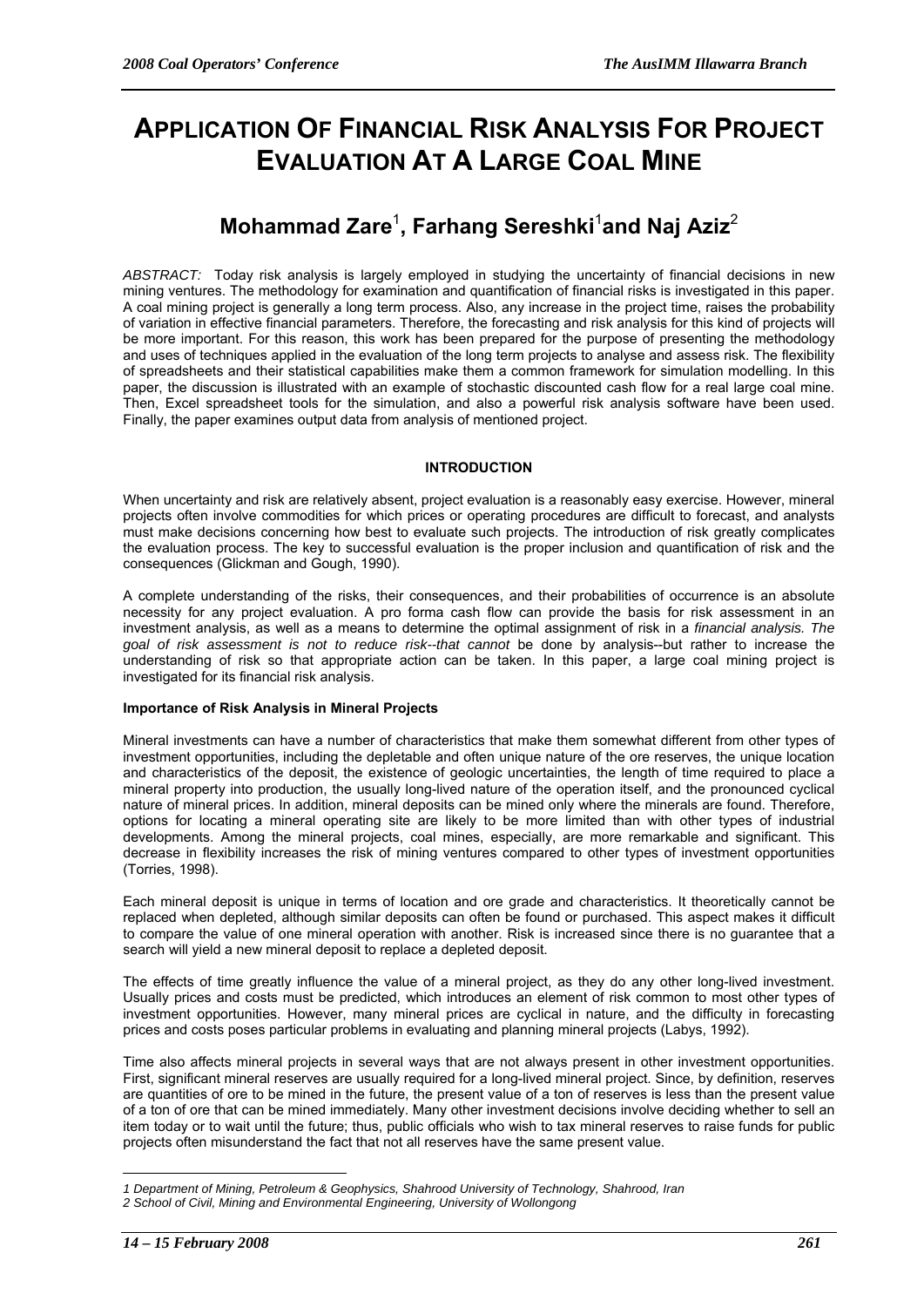# APPLICATION OF FINANCIAL RISK ANALYSIS FOR PROJECT EVALUATION AT A LARGE COAL MINE

## Mohammad Zare[1], Farhang Sereshki[1] and Naj Aziz[2]

*ABSTRACT:* Today risk analysis is largely employed in studying the uncertainty of financial decisions in new mining ventures. The methodology for examination and quantification of financial risks is investigated in this paper. A coal mining project is generally a long term process. Also, any increase in the project time, raises the probability of variation in effective financial parameters. Therefore, the forecasting and risk analysis for this kind of projects will be more important. For this reason, this work has been prepared for the purpose of presenting the methodology and uses of techniques applied in the evaluation of the long term projects to analyse and assess risk. The flexibility of spreadsheets and their statistical capabilities make them a common framework for simulation modelling. In this paper, the discussion is illustrated with an example of stochastic discounted cash flow for a real large coal mine. Then, Excel spreadsheet tools for the simulation, and also a powerful risk analysis software have been used. Finally, the paper examines output data from analysis of mentioned project.

### INTRODUCTION

When uncertainty and risk are relatively absent, project evaluation is a reasonably easy exercise. However, mineral projects often involve commodities for which prices or operating procedures are difficult to forecast, and analysts must make decisions concerning how best to evaluate such projects. The introduction of risk greatly complicates the evaluation process. The key to successful evaluation is the proper inclusion and quantification of risk and the consequences (Glickman and Gough, 1990).

A complete understanding of the risks, their consequences, and their probabilities of occurrence is an absolute necessity for any project evaluation. A pro forma cash flow can provide the basis for risk assessment in an investment analysis, as well as a means to determine the optimal assignment of risk in a *financial analysis. The goal of risk assessment is not to reduce risk--that cannot* be done by analysis--but rather to increase the understanding of risk so that appropriate action can be taken. In this paper, a large coal mining project is investigated for its financial risk analysis.

#### Importance of Risk Analysis in Mineral Projects

Mineral investments can have a number of characteristics that make them somewhat different from other types of investment opportunities, including the depletable and often unique nature of the ore reserves, the unique location and characteristics of the deposit, the existence of geologic uncertainties, the length of time required to place a mineral property into production, the usually long-lived nature of the operation itself, and the pronounced cyclical nature of mineral prices. In addition, mineral deposits can be mined only where the minerals are found. Therefore, options for locating a mineral operating site are likely to be more limited than with other types of industrial developments. Among the mineral projects, coal mines, especially, are more remarkable and significant. This decrease in flexibility increases the risk of mining ventures compared to other types of investment opportunities (Torries, 1998).

Each mineral deposit is unique in terms of location and ore grade and characteristics. It theoretically cannot be replaced when depleted, although similar deposits can often be found or purchased. This aspect makes it difficult to compare the value of one mineral operation with another. Risk is increased since there is no guarantee that a search will yield a new mineral deposit to replace a depleted deposit.

The effects of time greatly influence the value of a mineral project, as they do any other long-lived investment. Usually prices and costs must be predicted, which introduces an element of risk common to most other types of investment opportunities. However, many mineral prices are cyclical in nature, and the difficulty in forecasting prices and costs poses particular problems in evaluating and planning mineral projects (Labys, 1992).

Time also affects mineral projects in several ways that are not always present in other investment opportunities. First, significant mineral reserves are usually required for a long-lived mineral project. Since, by definition, reserves are quantities of ore to be mined in the future, the present value of a ton of reserves is less than the present value of a ton of ore that can be mined immediately. Many other investment decisions involve deciding whether to sell an item today or to wait until the future; thus, public officials who wish to tax mineral reserves to raise funds for public projects often misunderstand the fact that not all reserves have the same present value.

---

*1 Department of Mining, Petroleum & Geophysics, Shahrood University of Technology, Shahrood, Iran*
*2 School of Civil, Mining and Environmental Engineering, University of Wollongong*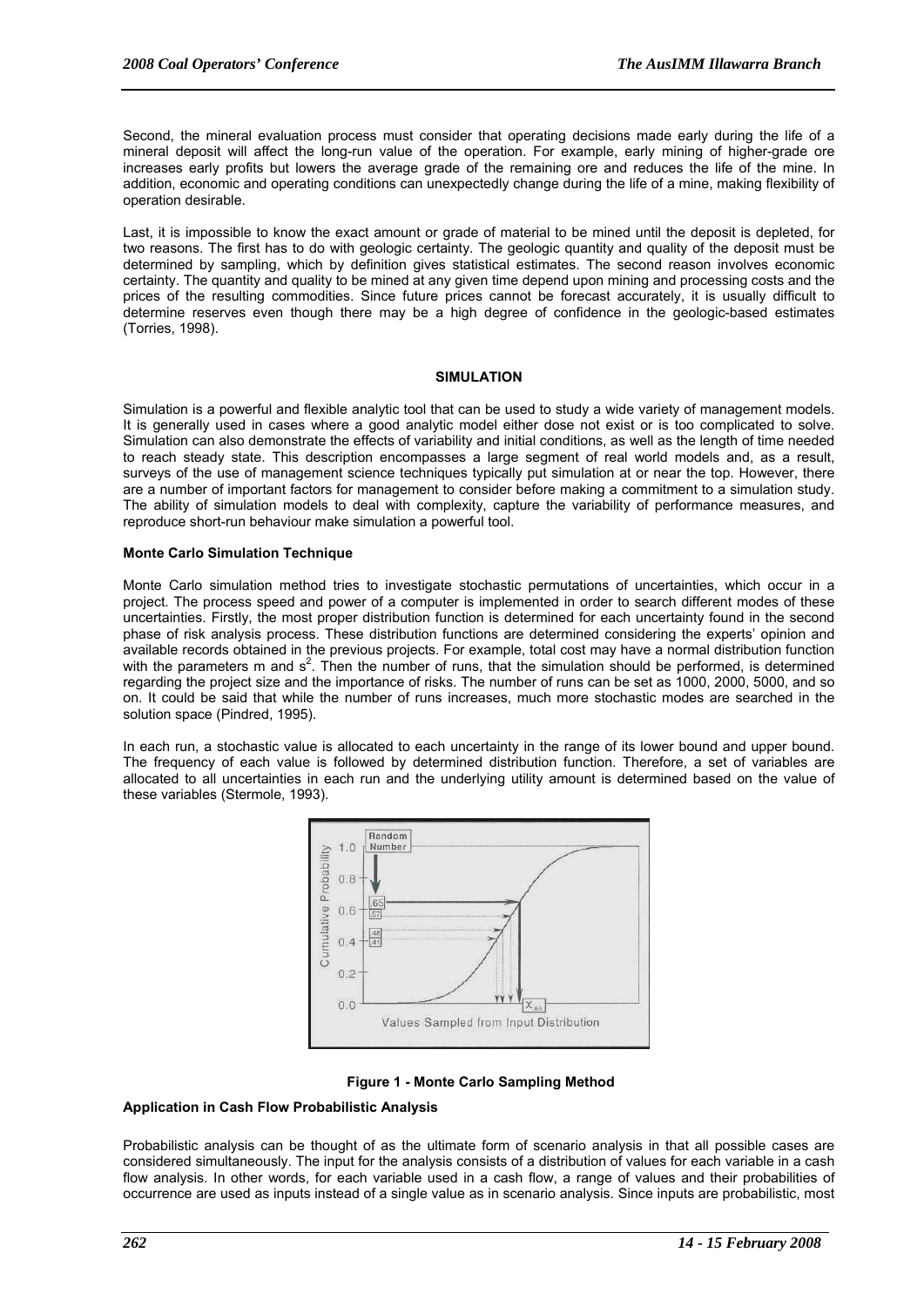Second, the mineral evaluation process must consider that operating decisions made early during the life of a mineral deposit will affect the long-run value of the operation. For example, early mining of higher-grade ore increases early profits but lowers the average grade of the remaining ore and reduces the life of the mine. In addition, economic and operating conditions can unexpectedly change during the life of a mine, making flexibility of operation desirable.

Last, it is impossible to know the exact amount or grade of material to be mined until the deposit is depleted, for two reasons. The first has to do with geologic certainty. The geologic quantity and quality of the deposit must be determined by sampling, which by definition gives statistical estimates. The second reason involves economic certainty. The quantity and quality to be mined at any given time depend upon mining and processing costs and the prices of the resulting commodities. Since future prices cannot be forecast accurately, it is usually difficult to determine reserves even though there may be a high degree of confidence in the geologic-based estimates (Torries, 1998).

## SIMULATION

Simulation is a powerful and flexible analytic tool that can be used to study a wide variety of management models. It is generally used in cases where a good analytic model either dose not exist or is too complicated to solve. Simulation can also demonstrate the effects of variability and initial conditions, as well as the length of time needed to reach steady state. This description encompasses a large segment of real world models and, as a result, surveys of the use of management science techniques typically put simulation at or near the top. However, there are a number of important factors for management to consider before making a commitment to a simulation study. The ability of simulation models to deal with complexity, capture the variability of performance measures, and reproduce short-run behaviour make simulation a powerful tool.

### Monte Carlo Simulation Technique

Monte Carlo simulation method tries to investigate stochastic permutations of uncertainties, which occur in a project. The process speed and power of a computer is implemented in order to search different modes of these uncertainties. Firstly, the most proper distribution function is determined for each uncertainty found in the second phase of risk analysis process. These distribution functions are determined considering the experts' opinion and available records obtained in the previous projects. For example, total cost may have a normal distribution function with the parameters m and $s^2$. Then the number of runs, that the simulation should be performed, is determined regarding the project size and the importance of risks. The number of runs can be set as 1000, 2000, 5000, and so on. It could be said that while the number of runs increases, much more stochastic modes are searched in the solution space (Pindred, 1995).

In each run, a stochastic value is allocated to each uncertainty in the range of its lower bound and upper bound. The frequency of each value is followed by determined distribution function. Therefore, a set of variables are allocated to all uncertainties in each run and the underlying utility amount is determined based on the value of these variables (Stermole, 1993).

Random Number
Cumulative Probability
1.0
0.8
0.6
0.4
0.2
0.0
.65
.57
.48
.41
$X_{.65}$
Values Sampled from Input Distribution

**Figure 1 - Monte Carlo Sampling Method**

### Application in Cash Flow Probabilistic Analysis

Probabilistic analysis can be thought of as the ultimate form of scenario analysis in that all possible cases are considered simultaneously. The input for the analysis consists of a distribution of values for each variable in a cash flow analysis. In other words, for each variable used in a cash flow, a range of values and their probabilities of occurrence are used as inputs instead of a single value as in scenario analysis. Since inputs are probabilistic, most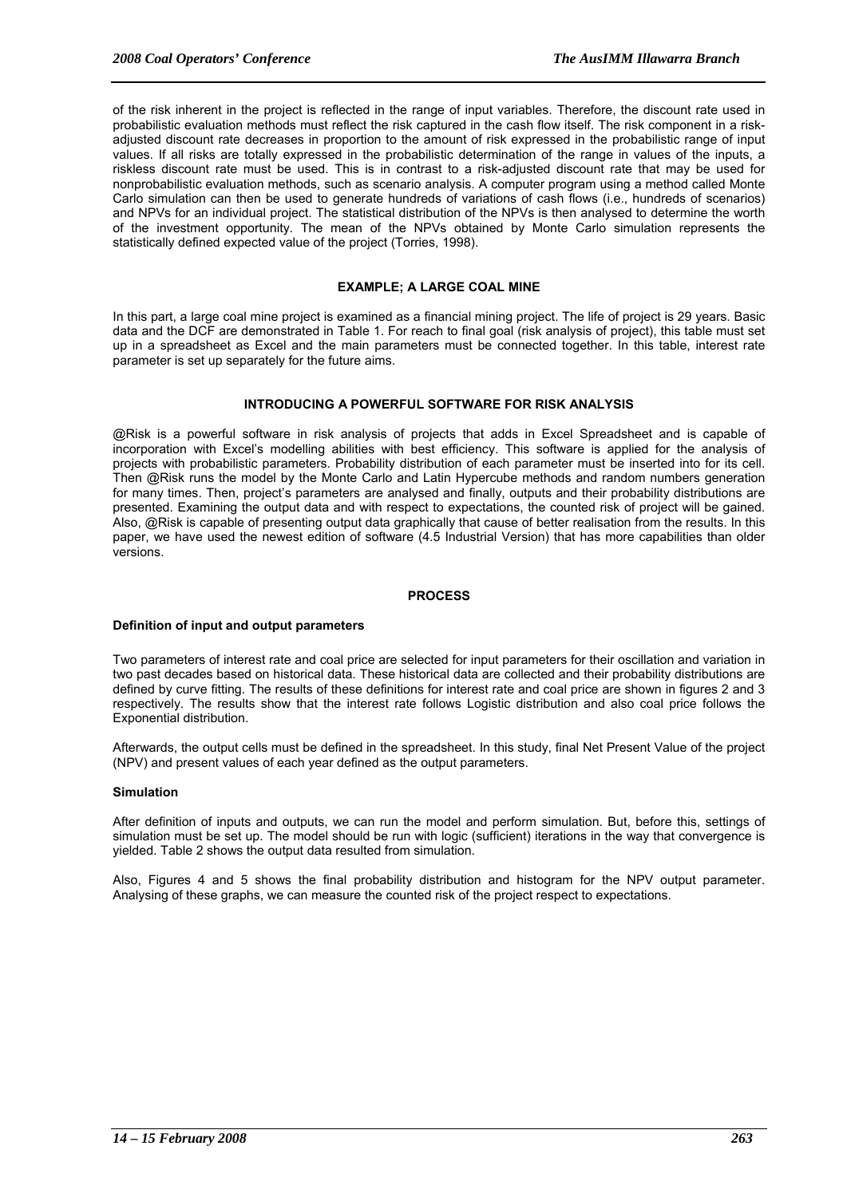of the risk inherent in the project is reflected in the range of input variables. Therefore, the discount rate used in probabilistic evaluation methods must reflect the risk captured in the cash flow itself. The risk component in a risk-adjusted discount rate decreases in proportion to the amount of risk expressed in the probabilistic range of input values. If all risks are totally expressed in the probabilistic determination of the range in values of the inputs, a riskless discount rate must be used. This is in contrast to a risk-adjusted discount rate that may be used for nonprobabilistic evaluation methods, such as scenario analysis. A computer program using a method called Monte Carlo simulation can then be used to generate hundreds of variations of cash flows (i.e., hundreds of scenarios) and NPVs for an individual project. The statistical distribution of the NPVs is then analysed to determine the worth of the investment opportunity. The mean of the NPVs obtained by Monte Carlo simulation represents the statistically defined expected value of the project (Torries, 1998).

## EXAMPLE; A LARGE COAL MINE

In this part, a large coal mine project is examined as a financial mining project. The life of project is 29 years. Basic data and the DCF are demonstrated in Table 1. For reach to final goal (risk analysis of project), this table must set up in a spreadsheet as Excel and the main parameters must be connected together. In this table, interest rate parameter is set up separately for the future aims.

## INTRODUCING A POWERFUL SOFTWARE FOR RISK ANALYSIS

@Risk is a powerful software in risk analysis of projects that adds in Excel Spreadsheet and is capable of incorporation with Excel's modelling abilities with best efficiency. This software is applied for the analysis of projects with probabilistic parameters. Probability distribution of each parameter must be inserted into for its cell. Then @Risk runs the model by the Monte Carlo and Latin Hypercube methods and random numbers generation for many times. Then, project's parameters are analysed and finally, outputs and their probability distributions are presented. Examining the output data and with respect to expectations, the counted risk of project will be gained. Also, @Risk is capable of presenting output data graphically that cause of better realisation from the results. In this paper, we have used the newest edition of software (4.5 Industrial Version) that has more capabilities than older versions.

## PROCESS

### Definition of input and output parameters

Two parameters of interest rate and coal price are selected for input parameters for their oscillation and variation in two past decades based on historical data. These historical data are collected and their probability distributions are defined by curve fitting. The results of these definitions for interest rate and coal price are shown in figures 2 and 3 respectively. The results show that the interest rate follows Logistic distribution and also coal price follows the Exponential distribution.

Afterwards, the output cells must be defined in the spreadsheet. In this study, final Net Present Value of the project (NPV) and present values of each year defined as the output parameters.

### Simulation

After definition of inputs and outputs, we can run the model and perform simulation. But, before this, settings of simulation must be set up. The model should be run with logic (sufficient) iterations in the way that convergence is yielded. Table 2 shows the output data resulted from simulation.

Also, Figures 4 and 5 shows the final probability distribution and histogram for the NPV output parameter. Analysing of these graphs, we can measure the counted risk of the project respect to expectations.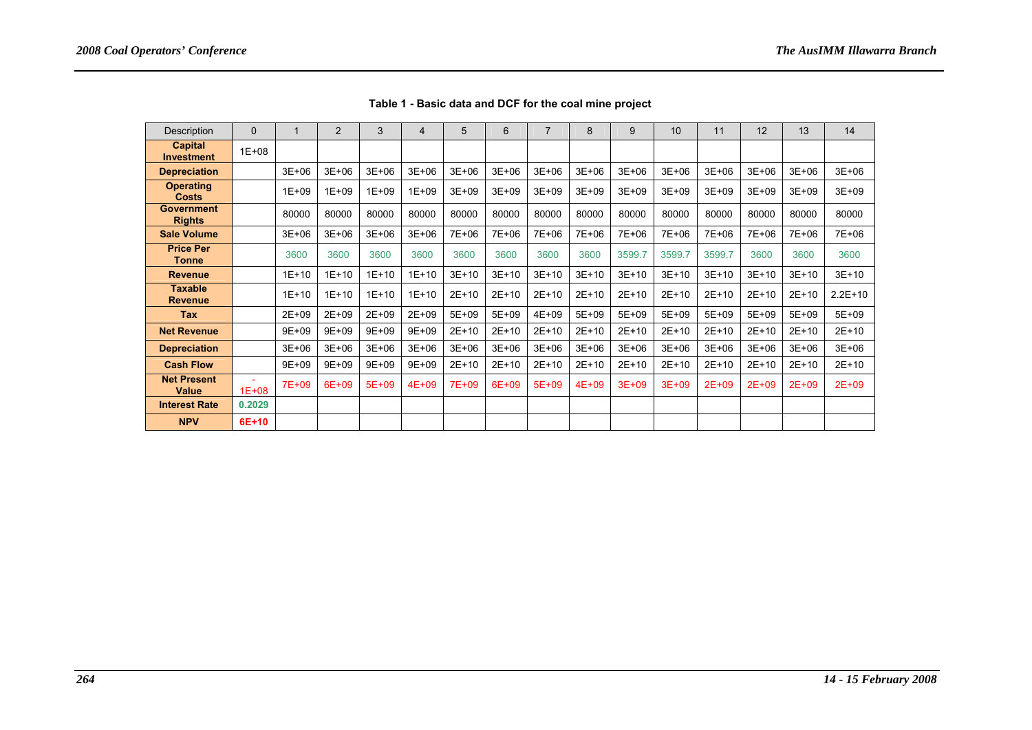**Table 1 - Basic data and DCF for the coal mine project**

| Description | 0 | 1 | 2 | 3 | 4 | 5 | 6 | 7 | 8 | 9 | 10 | 11 | 12 | 13 | 14 |
|---|---|---|---|---|---|---|---|---|---|---|---|---|---|---|---|
| **Capital Investment** | 1E+08 | | | | | | | | | | | | | | |
| **Depreciation** | | 3E+06 | 3E+06 | 3E+06 | 3E+06 | 3E+06 | 3E+06 | 3E+06 | 3E+06 | 3E+06 | 3E+06 | 3E+06 | 3E+06 | 3E+06 | 3E+06 |
| **Operating Costs** | | 1E+09 | 1E+09 | 1E+09 | 1E+09 | 3E+09 | 3E+09 | 3E+09 | 3E+09 | 3E+09 | 3E+09 | 3E+09 | 3E+09 | 3E+09 | 3E+09 |
| **Government Rights** | | 80000 | 80000 | 80000 | 80000 | 80000 | 80000 | 80000 | 80000 | 80000 | 80000 | 80000 | 80000 | 80000 | 80000 |
| **Sale Volume** | | 3E+06 | 3E+06 | 3E+06 | 3E+06 | 7E+06 | 7E+06 | 7E+06 | 7E+06 | 7E+06 | 7E+06 | 7E+06 | 7E+06 | 7E+06 | 7E+06 |
| **Price Per Tonne** | | 3600 | 3600 | 3600 | 3600 | 3600 | 3600 | 3600 | 3600 | 3599.7 | 3599.7 | 3599.7 | 3600 | 3600 | 3600 |
| **Revenue** | | 1E+10 | 1E+10 | 1E+10 | 1E+10 | 3E+10 | 3E+10 | 3E+10 | 3E+10 | 3E+10 | 3E+10 | 3E+10 | 3E+10 | 3E+10 | 3E+10 |
| **Taxable Revenue** | | 1E+10 | 1E+10 | 1E+10 | 1E+10 | 2E+10 | 2E+10 | 2E+10 | 2E+10 | 2E+10 | 2E+10 | 2E+10 | 2E+10 | 2E+10 | 2.2E+10 |
| **Tax** | | 2E+09 | 2E+09 | 2E+09 | 2E+09 | 5E+09 | 5E+09 | 4E+09 | 5E+09 | 5E+09 | 5E+09 | 5E+09 | 5E+09 | 5E+09 | 5E+09 |
| **Net Revenue** | | 9E+09 | 9E+09 | 9E+09 | 9E+09 | 2E+10 | 2E+10 | 2E+10 | 2E+10 | 2E+10 | 2E+10 | 2E+10 | 2E+10 | 2E+10 | 2E+10 |
| **Depreciation** | | 3E+06 | 3E+06 | 3E+06 | 3E+06 | 3E+06 | 3E+06 | 3E+06 | 3E+06 | 3E+06 | 3E+06 | 3E+06 | 3E+06 | 3E+06 | 3E+06 |
| **Cash Flow** | | 9E+09 | 9E+09 | 9E+09 | 9E+09 | 2E+10 | 2E+10 | 2E+10 | 2E+10 | 2E+10 | 2E+10 | 2E+10 | 2E+10 | 2E+10 | 2E+10 |
| **Net Present Value** | -1E+08 | 7E+09 | 6E+09 | 5E+09 | 4E+09 | 7E+09 | 6E+09 | 5E+09 | 4E+09 | 3E+09 | 3E+09 | 2E+09 | 2E+09 | 2E+09 | 2E+09 |
| **Interest Rate** | 0.2029 | | | | | | | | | | | | | | |
| **NPV** | 6E+10 | | | | | | | | | | | | | | |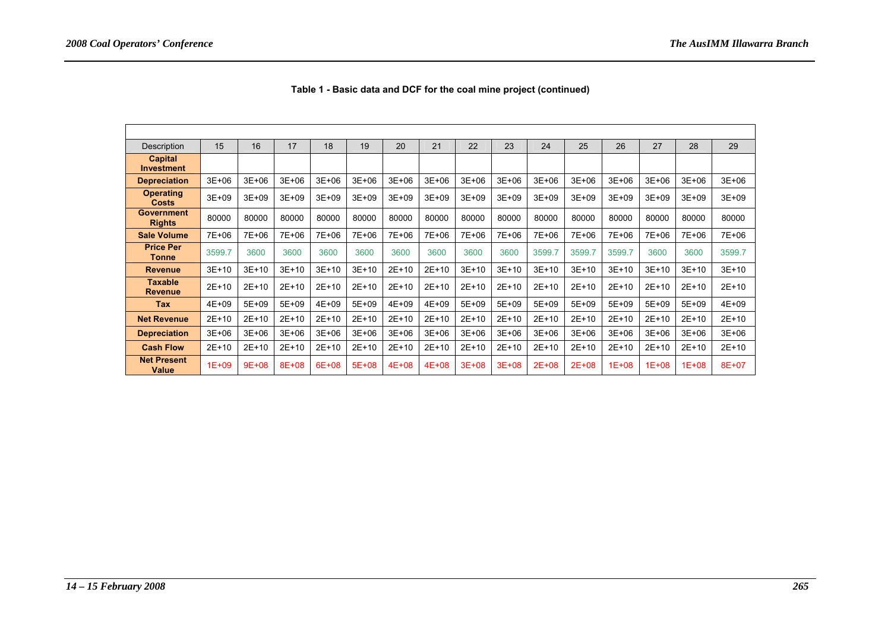**Table 1 - Basic data and DCF for the coal mine project (continued)**

| Description | 15 | 16 | 17 | 18 | 19 | 20 | 21 | 22 | 23 | 24 | 25 | 26 | 27 | 28 | 29 |
|---|---|---|---|---|---|---|---|---|---|---|---|---|---|---|---|
| **Capital Investment** | | | | | | | | | | | | | | | |
| **Depreciation** | 3E+06 | 3E+06 | 3E+06 | 3E+06 | 3E+06 | 3E+06 | 3E+06 | 3E+06 | 3E+06 | 3E+06 | 3E+06 | 3E+06 | 3E+06 | 3E+06 | 3E+06 |
| **Operating Costs** | 3E+09 | 3E+09 | 3E+09 | 3E+09 | 3E+09 | 3E+09 | 3E+09 | 3E+09 | 3E+09 | 3E+09 | 3E+09 | 3E+09 | 3E+09 | 3E+09 | 3E+09 |
| **Government Rights** | 80000 | 80000 | 80000 | 80000 | 80000 | 80000 | 80000 | 80000 | 80000 | 80000 | 80000 | 80000 | 80000 | 80000 | 80000 |
| **Sale Volume** | 7E+06 | 7E+06 | 7E+06 | 7E+06 | 7E+06 | 7E+06 | 7E+06 | 7E+06 | 7E+06 | 7E+06 | 7E+06 | 7E+06 | 7E+06 | 7E+06 | 7E+06 |
| **Price Per Tonne** | 3599.7 | 3600 | 3600 | 3600 | 3600 | 3600 | 3600 | 3600 | 3600 | 3599.7 | 3599.7 | 3599.7 | 3600 | 3600 | 3599.7 |
| **Revenue** | 3E+10 | 3E+10 | 3E+10 | 3E+10 | 3E+10 | 2E+10 | 2E+10 | 3E+10 | 3E+10 | 3E+10 | 3E+10 | 3E+10 | 3E+10 | 3E+10 | 3E+10 |
| **Taxable Revenue** | 2E+10 | 2E+10 | 2E+10 | 2E+10 | 2E+10 | 2E+10 | 2E+10 | 2E+10 | 2E+10 | 2E+10 | 2E+10 | 2E+10 | 2E+10 | 2E+10 | 2E+10 |
| **Tax** | 4E+09 | 5E+09 | 5E+09 | 4E+09 | 5E+09 | 4E+09 | 4E+09 | 5E+09 | 5E+09 | 5E+09 | 5E+09 | 5E+09 | 5E+09 | 5E+09 | 4E+09 |
| **Net Revenue** | 2E+10 | 2E+10 | 2E+10 | 2E+10 | 2E+10 | 2E+10 | 2E+10 | 2E+10 | 2E+10 | 2E+10 | 2E+10 | 2E+10 | 2E+10 | 2E+10 | 2E+10 |
| **Depreciation** | 3E+06 | 3E+06 | 3E+06 | 3E+06 | 3E+06 | 3E+06 | 3E+06 | 3E+06 | 3E+06 | 3E+06 | 3E+06 | 3E+06 | 3E+06 | 3E+06 | 3E+06 |
| **Cash Flow** | 2E+10 | 2E+10 | 2E+10 | 2E+10 | 2E+10 | 2E+10 | 2E+10 | 2E+10 | 2E+10 | 2E+10 | 2E+10 | 2E+10 | 2E+10 | 2E+10 | 2E+10 |
| **Net Present Value** | 1E+09 | 9E+08 | 8E+08 | 6E+08 | 5E+08 | 4E+08 | 4E+08 | 3E+08 | 3E+08 | 2E+08 | 2E+08 | 1E+08 | 1E+08 | 1E+08 | 8E+07 |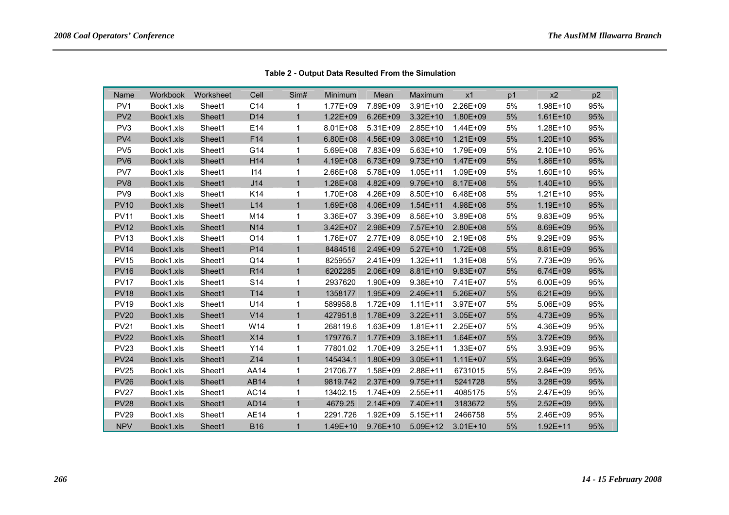**Table 2 - Output Data Resulted From the Simulation**

| Name | Workbook | Worksheet | Cell | Sim# | Minimum | Mean | Maximum | x1 | p1 | x2 | p2 |
|---|---|---|---|---|---|---|---|---|---|---|---|
| PV1 | Book1.xls | Sheet1 | C14 | 1 | 1.77E+09 | 7.89E+09 | 3.91E+10 | 2.26E+09 | 5% | 1.98E+10 | 95% |
| PV2 | Book1.xls | Sheet1 | D14 | 1 | 1.22E+09 | 6.26E+09 | 3.32E+10 | 1.80E+09 | 5% | 1.61E+10 | 95% |
| PV3 | Book1.xls | Sheet1 | E14 | 1 | 8.01E+08 | 5.31E+09 | 2.85E+10 | 1.44E+09 | 5% | 1.28E+10 | 95% |
| PV4 | Book1.xls | Sheet1 | F14 | 1 | 6.80E+08 | 4.56E+09 | 3.08E+10 | 1.21E+09 | 5% | 1.20E+10 | 95% |
| PV5 | Book1.xls | Sheet1 | G14 | 1 | 5.69E+08 | 7.83E+09 | 5.63E+10 | 1.79E+09 | 5% | 2.10E+10 | 95% |
| PV6 | Book1.xls | Sheet1 | H14 | 1 | 4.19E+08 | 6.73E+09 | 9.73E+10 | 1.47E+09 | 5% | 1.86E+10 | 95% |
| PV7 | Book1.xls | Sheet1 | I14 | 1 | 2.66E+08 | 5.78E+09 | 1.05E+11 | 1.09E+09 | 5% | 1.60E+10 | 95% |
| PV8 | Book1.xls | Sheet1 | J14 | 1 | 1.28E+08 | 4.82E+09 | 9.79E+10 | 8.17E+08 | 5% | 1.40E+10 | 95% |
| PV9 | Book1.xls | Sheet1 | K14 | 1 | 1.70E+08 | 4.26E+09 | 8.50E+10 | 6.48E+08 | 5% | 1.21E+10 | 95% |
| PV10 | Book1.xls | Sheet1 | L14 | 1 | 1.69E+08 | 4.06E+09 | 1.54E+11 | 4.98E+08 | 5% | 1.19E+10 | 95% |
| PV11 | Book1.xls | Sheet1 | M14 | 1 | 3.36E+07 | 3.39E+09 | 8.56E+10 | 3.89E+08 | 5% | 9.83E+09 | 95% |
| PV12 | Book1.xls | Sheet1 | N14 | 1 | 3.42E+07 | 2.98E+09 | 7.57E+10 | 2.80E+08 | 5% | 8.69E+09 | 95% |
| PV13 | Book1.xls | Sheet1 | O14 | 1 | 1.76E+07 | 2.77E+09 | 8.05E+10 | 2.19E+08 | 5% | 9.29E+09 | 95% |
| PV14 | Book1.xls | Sheet1 | P14 | 1 | 8484516 | 2.49E+09 | 5.27E+10 | 1.72E+08 | 5% | 8.81E+09 | 95% |
| PV15 | Book1.xls | Sheet1 | Q14 | 1 | 8259557 | 2.41E+09 | 1.32E+11 | 1.31E+08 | 5% | 7.73E+09 | 95% |
| PV16 | Book1.xls | Sheet1 | R14 | 1 | 6202285 | 2.06E+09 | 8.81E+10 | 9.83E+07 | 5% | 6.74E+09 | 95% |
| PV17 | Book1.xls | Sheet1 | S14 | 1 | 2937620 | 1.90E+09 | 9.38E+10 | 7.41E+07 | 5% | 6.00E+09 | 95% |
| PV18 | Book1.xls | Sheet1 | T14 | 1 | 1358177 | 1.95E+09 | 2.49E+11 | 5.26E+07 | 5% | 6.21E+09 | 95% |
| PV19 | Book1.xls | Sheet1 | U14 | 1 | 589958.8 | 1.72E+09 | 1.11E+11 | 3.97E+07 | 5% | 5.06E+09 | 95% |
| PV20 | Book1.xls | Sheet1 | V14 | 1 | 427951.8 | 1.78E+09 | 3.22E+11 | 3.05E+07 | 5% | 4.73E+09 | 95% |
| PV21 | Book1.xls | Sheet1 | W14 | 1 | 268119.6 | 1.63E+09 | 1.81E+11 | 2.25E+07 | 5% | 4.36E+09 | 95% |
| PV22 | Book1.xls | Sheet1 | X14 | 1 | 179776.7 | 1.77E+09 | 3.18E+11 | 1.64E+07 | 5% | 3.72E+09 | 95% |
| PV23 | Book1.xls | Sheet1 | Y14 | 1 | 77801.02 | 1.70E+09 | 3.25E+11 | 1.33E+07 | 5% | 3.93E+09 | 95% |
| PV24 | Book1.xls | Sheet1 | Z14 | 1 | 145434.1 | 1.80E+09 | 3.05E+11 | 1.11E+07 | 5% | 3.64E+09 | 95% |
| PV25 | Book1.xls | Sheet1 | AA14 | 1 | 21706.77 | 1.58E+09 | 2.88E+11 | 6731015 | 5% | 2.84E+09 | 95% |
| PV26 | Book1.xls | Sheet1 | AB14 | 1 | 9819.742 | 2.37E+09 | 9.75E+11 | 5241728 | 5% | 3.28E+09 | 95% |
| PV27 | Book1.xls | Sheet1 | AC14 | 1 | 13402.15 | 1.74E+09 | 2.55E+11 | 4085175 | 5% | 2.47E+09 | 95% |
| PV28 | Book1.xls | Sheet1 | AD14 | 1 | 4679.25 | 2.14E+09 | 7.40E+11 | 3183672 | 5% | 2.52E+09 | 95% |
| PV29 | Book1.xls | Sheet1 | AE14 | 1 | 2291.726 | 1.92E+09 | 5.15E+11 | 2466758 | 5% | 2.46E+09 | 95% |
| NPV | Book1.xls | Sheet1 | B16 | 1 | 1.49E+10 | 9.76E+10 | 5.09E+12 | 3.01E+10 | 5% | 1.92E+11 | 95% |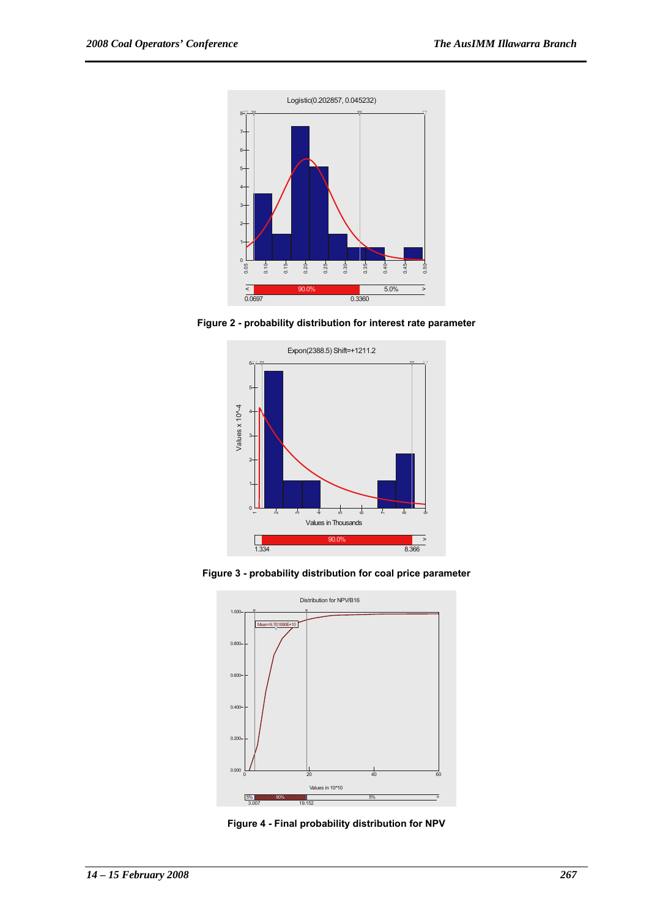Logistic(0.202857, 0.045232)

0.0697 90.0% 0.3360 5.0%

**Figure 2 - probability distribution for interest rate parameter**

Expon(2388.5) Shift=+1211.2

Values x 10^-4

Values in Thousands

1.334 90.0% 8.366

**Figure 3 - probability distribution for coal price parameter**

Distribution for NPV/B16

Mean=9.761886E+10

Values in 10^10

5% 90% 5%

3.007 19.152

**Figure 4 - Final probability distribution for NPV**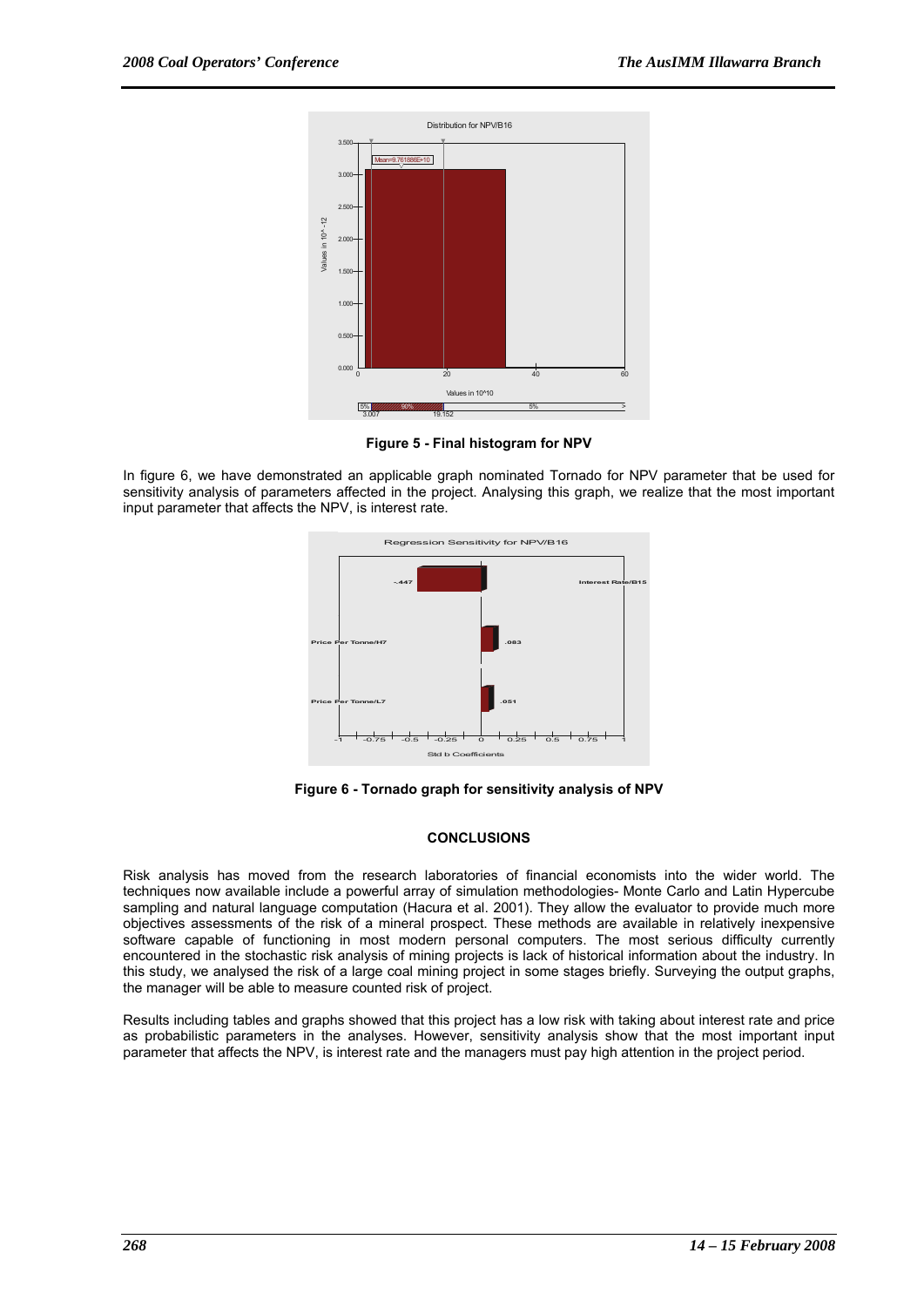Distribution for NPV/B16

Values in 10^ -12

3.500
3.000
2.500
2.000
1.500
1.000
0.500
0.000

Mean=9.761888E+10

0
20
40
60

Values in 10^10

5% 90% 5%

3.007
19.152

**Figure 5 - Final histogram for NPV**

In figure 6, we have demonstrated an applicable graph nominated Tornado for NPV parameter that be used for sensitivity analysis of parameters affected in the project. Analysing this graph, we realize that the most important input parameter that affects the NPV, is interest rate.

Regression Sensitivity for NPV/B16

-.447 Interest Rate/B15

Price Per Tonne/H7 .083

Price Per Tonne/L7 .051

-1 -0.75 -0.5 -0.25 0 0.25 0.5 0.75 1

Std b Coefficients

**Figure 6 - Tornado graph for sensitivity analysis of NPV**

## CONCLUSIONS

Risk analysis has moved from the research laboratories of financial economists into the wider world. The techniques now available include a powerful array of simulation methodologies- Monte Carlo and Latin Hypercube sampling and natural language computation (Hacura et al. 2001). They allow the evaluator to provide much more objectives assessments of the risk of a mineral prospect. These methods are available in relatively inexpensive software capable of functioning in most modern personal computers. The most serious difficulty currently encountered in the stochastic risk analysis of mining projects is lack of historical information about the industry. In this study, we analysed the risk of a large coal mining project in some stages briefly. Surveying the output graphs, the manager will be able to measure counted risk of project.

Results including tables and graphs showed that this project has a low risk with taking about interest rate and price as probabilistic parameters in the analyses. However, sensitivity analysis show that the most important input parameter that affects the NPV, is interest rate and the managers must pay high attention in the project period.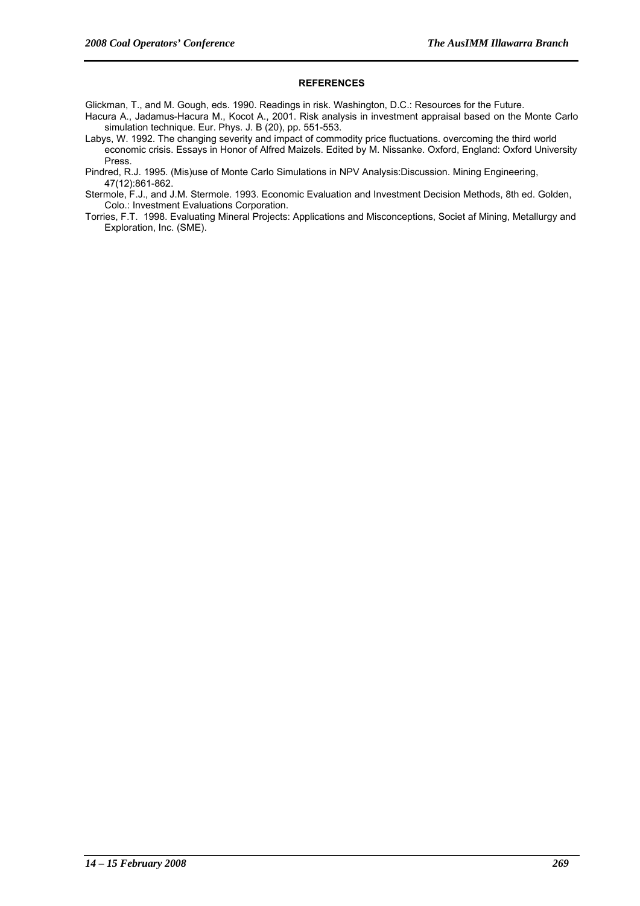## REFERENCES

Glickman, T., and M. Gough, eds. 1990. Readings in risk. Washington, D.C.: Resources for the Future.

Hacura A., Jadamus-Hacura M., Kocot A., 2001. Risk analysis in investment appraisal based on the Monte Carlo simulation technique. Eur. Phys. J. B (20), pp. 551-553.

Labys, W. 1992. The changing severity and impact of commodity price fluctuations. overcoming the third world economic crisis. Essays in Honor of Alfred Maizels. Edited by M. Nissanke. Oxford, England: Oxford University Press.

Pindred, R.J. 1995. (Mis)use of Monte Carlo Simulations in NPV Analysis:Discussion. Mining Engineering, 47(12):861-862.

Stermole, F.J., and J.M. Stermole. 1993. Economic Evaluation and Investment Decision Methods, 8th ed. Golden, Colo.: Investment Evaluations Corporation.

Torries, F.T. 1998. Evaluating Mineral Projects: Applications and Misconceptions, Societ af Mining, Metallurgy and Exploration, Inc. (SME).